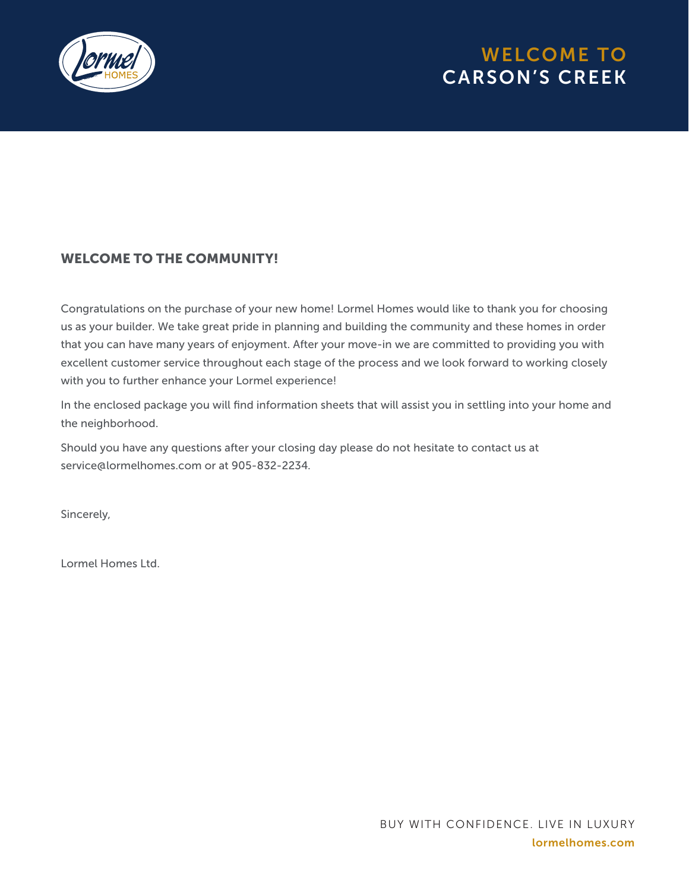# WELCOME TO CARSON'S CREEK

## WELCOME TO THE COMMUNITY!

Congratulations on the purchase of your new home! Lormel Homes would like to thank you for choosing us as your builder. We take great pride in planning and building the community and these homes in order that you can have many years of enjoyment. After your move-in we are committed to providing you with excellent customer service throughout each stage of the process and we look forward to working closely with you to further enhance your Lormel experience!

In the enclosed package you will find information sheets that will assist you in settling into your home and the neighborhood.

Should you have any questions after your closing day please do not hesitate to contact us at service@lormelhomes.com or at 905-832-2234.

Sincerely,

Lormel Homes Ltd.

BUY WITH CONFIDENCE. LIVE IN LUXURY

lormelhomes.com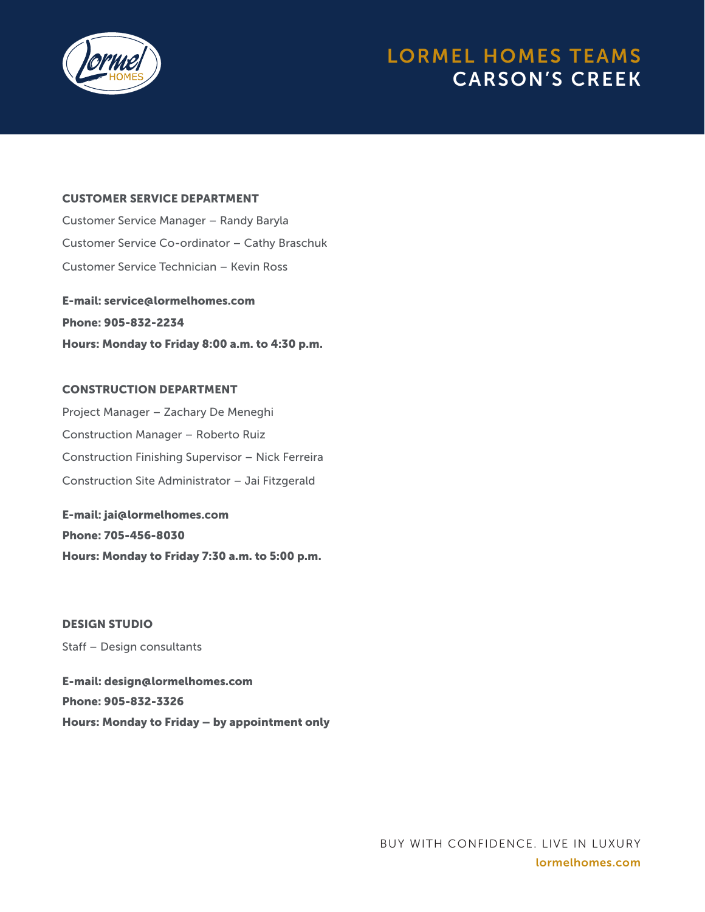# LORMEL HOMES TEAMS
## CARSON'S CREEK

### CUSTOMER SERVICE DEPARTMENT

Customer Service Manager – Randy Baryla

Customer Service Co-ordinator – Cathy Braschuk

Customer Service Technician – Kevin Ross

**E-mail: service@lormelhomes.com**
**Phone: 905-832-2234**
**Hours: Monday to Friday 8:00 a.m. to 4:30 p.m.**

### CONSTRUCTION DEPARTMENT

Project Manager – Zachary De Meneghi

Construction Manager – Roberto Ruiz

Construction Finishing Supervisor – Nick Ferreira

Construction Site Administrator – Jai Fitzgerald

**E-mail: jai@lormelhomes.com**
**Phone: 705-456-8030**
**Hours: Monday to Friday 7:30 a.m. to 5:00 p.m.**

### DESIGN STUDIO

Staff – Design consultants

**E-mail: design@lormelhomes.com**
**Phone: 905-832-3326**
**Hours: Monday to Friday – by appointment only**

BUY WITH CONFIDENCE. LIVE IN LUXURY
lormelhomes.com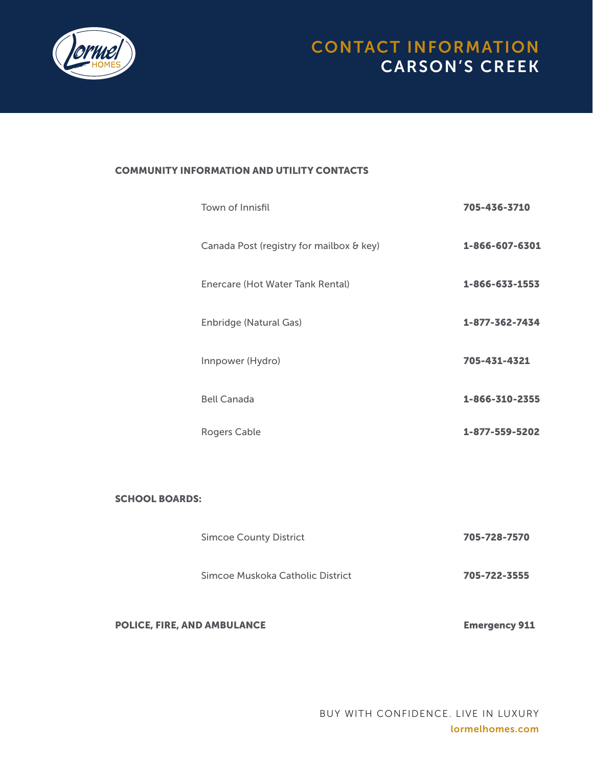# CONTACT INFORMATION
## CARSON'S CREEK

### COMMUNITY INFORMATION AND UTILITY CONTACTS

| | |
|---|---|
| Town of Innisfil | **705-436-3710** |
| Canada Post (registry for mailbox & key) | **1-866-607-6301** |
| Enercare (Hot Water Tank Rental) | **1-866-633-1553** |
| Enbridge (Natural Gas) | **1-877-362-7434** |
| Innpower (Hydro) | **705-431-4321** |
| Bell Canada | **1-866-310-2355** |
| Rogers Cable | **1-877-559-5202** |

### SCHOOL BOARDS:

| | |
|---|---|
| Simcoe County District | **705-728-7570** |
| Simcoe Muskoka Catholic District | **705-722-3555** |

**POLICE, FIRE, AND AMBULANCE** **Emergency 911**

BUY WITH CONFIDENCE. LIVE IN LUXURY
lormelhomes.com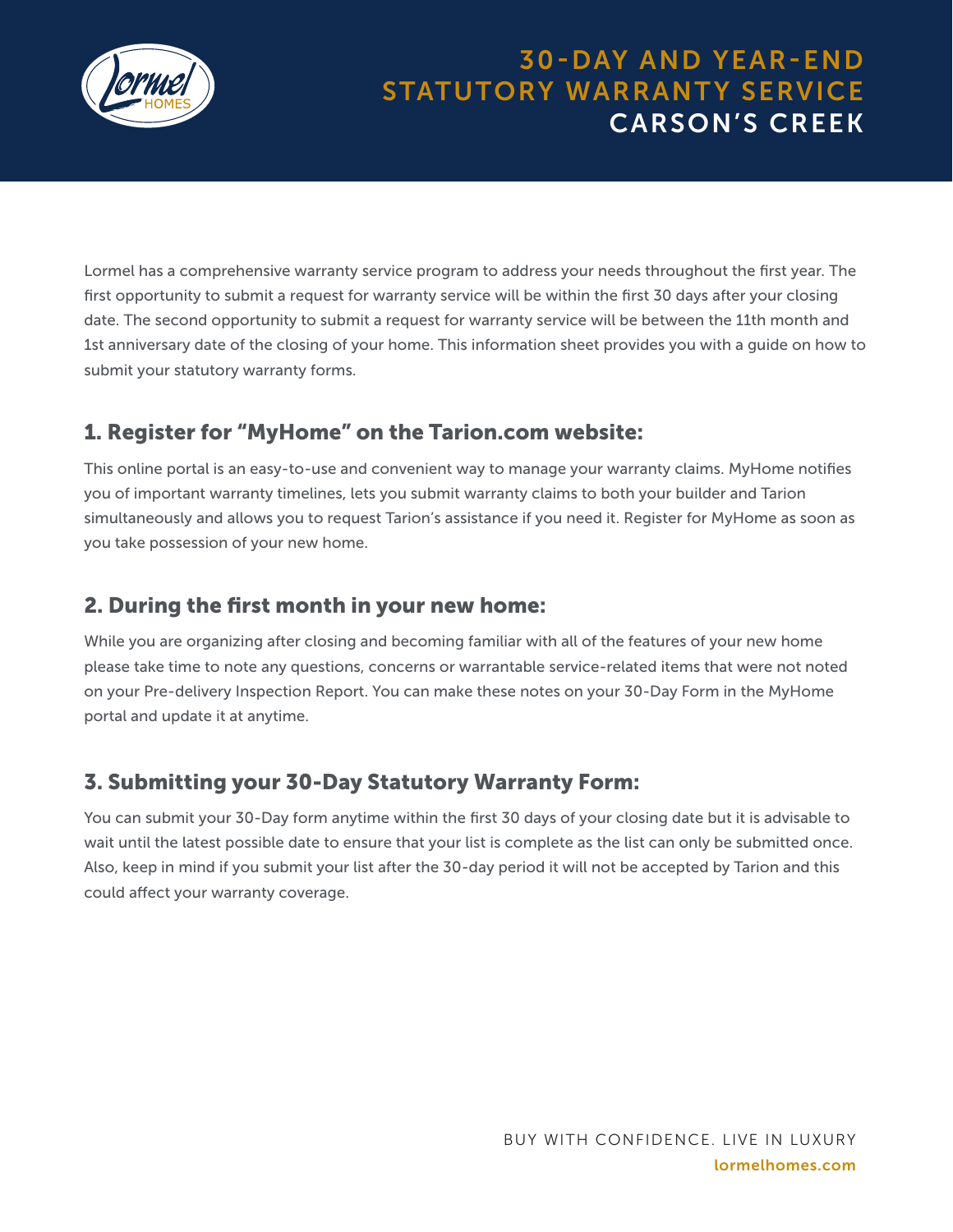# 30-DAY AND YEAR-END STATUTORY WARRANTY SERVICE

## CARSON'S CREEK

Lormel has a comprehensive warranty service program to address your needs throughout the first year. The first opportunity to submit a request for warranty service will be within the first 30 days after your closing date. The second opportunity to submit a request for warranty service will be between the 11th month and 1st anniversary date of the closing of your home. This information sheet provides you with a guide on how to submit your statutory warranty forms.

### 1. Register for "MyHome" on the Tarion.com website:

This online portal is an easy-to-use and convenient way to manage your warranty claims. MyHome notifies you of important warranty timelines, lets you submit warranty claims to both your builder and Tarion simultaneously and allows you to request Tarion's assistance if you need it. Register for MyHome as soon as you take possession of your new home.

### 2. During the first month in your new home:

While you are organizing after closing and becoming familiar with all of the features of your new home please take time to note any questions, concerns or warrantable service-related items that were not noted on your Pre-delivery Inspection Report. You can make these notes on your 30-Day Form in the MyHome portal and update it at anytime.

### 3. Submitting your 30-Day Statutory Warranty Form:

You can submit your 30-Day form anytime within the first 30 days of your closing date but it is advisable to wait until the latest possible date to ensure that your list is complete as the list can only be submitted once. Also, keep in mind if you submit your list after the 30-day period it will not be accepted by Tarion and this could affect your warranty coverage.

BUY WITH CONFIDENCE. LIVE IN LUXURY

lormelhomes.com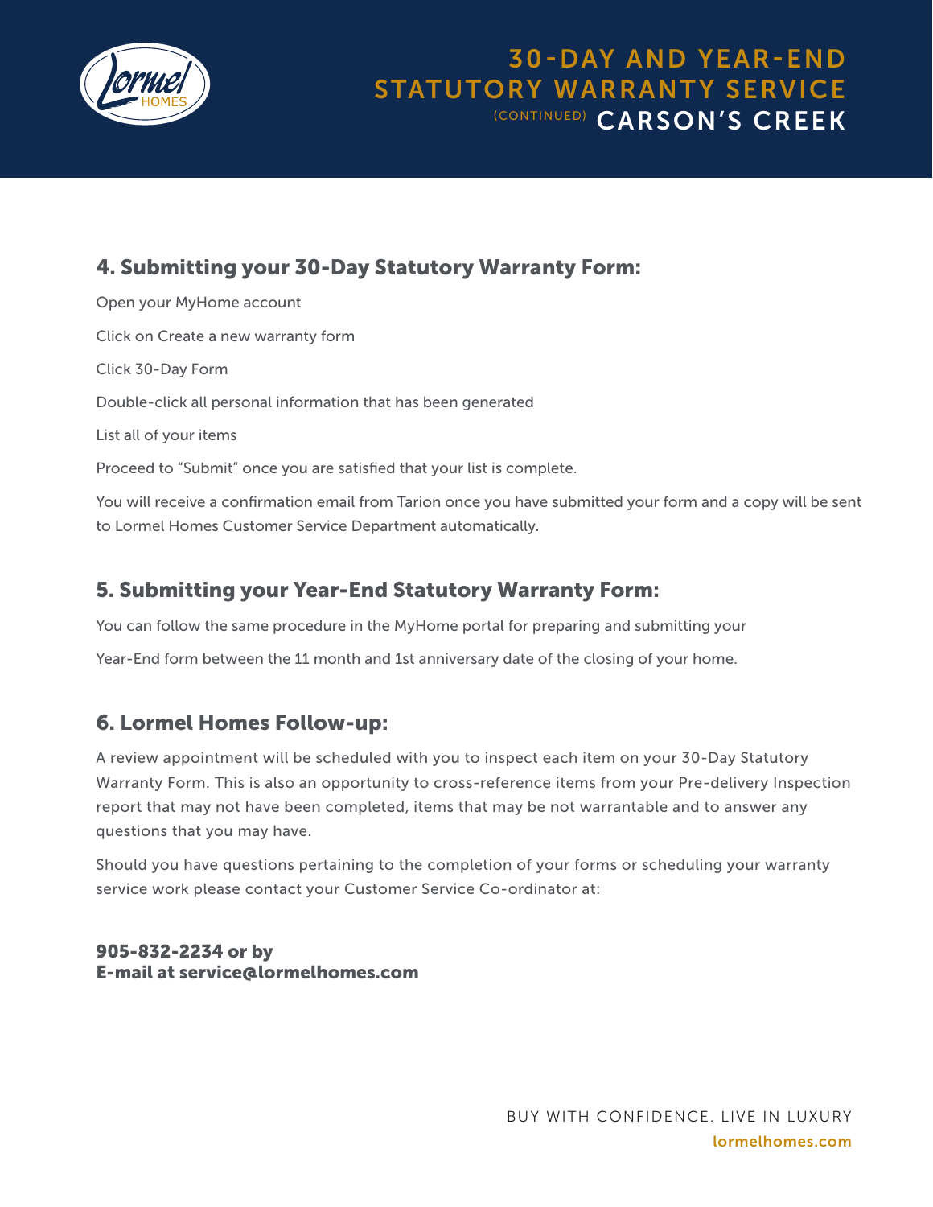# 30-DAY AND YEAR-END STATUTORY WARRANTY SERVICE (CONTINUED) CARSON'S CREEK

## 4. Submitting your 30-Day Statutory Warranty Form:

Open your MyHome account

Click on Create a new warranty form

Click 30-Day Form

Double-click all personal information that has been generated

List all of your items

Proceed to "Submit" once you are satisfied that your list is complete.

You will receive a confirmation email from Tarion once you have submitted your form and a copy will be sent to Lormel Homes Customer Service Department automatically.

## 5. Submitting your Year-End Statutory Warranty Form:

You can follow the same procedure in the MyHome portal for preparing and submitting your

Year-End form between the 11 month and 1st anniversary date of the closing of your home.

## 6. Lormel Homes Follow-up:

A review appointment will be scheduled with you to inspect each item on your 30-Day Statutory Warranty Form. This is also an opportunity to cross-reference items from your Pre-delivery Inspection report that may not have been completed, items that may be not warrantable and to answer any questions that you may have.

Should you have questions pertaining to the completion of your forms or scheduling your warranty service work please contact your Customer Service Co-ordinator at:

**905-832-2234 or by**
**E-mail at service@lormelhomes.com**

BUY WITH CONFIDENCE. LIVE IN LUXURY
lormelhomes.com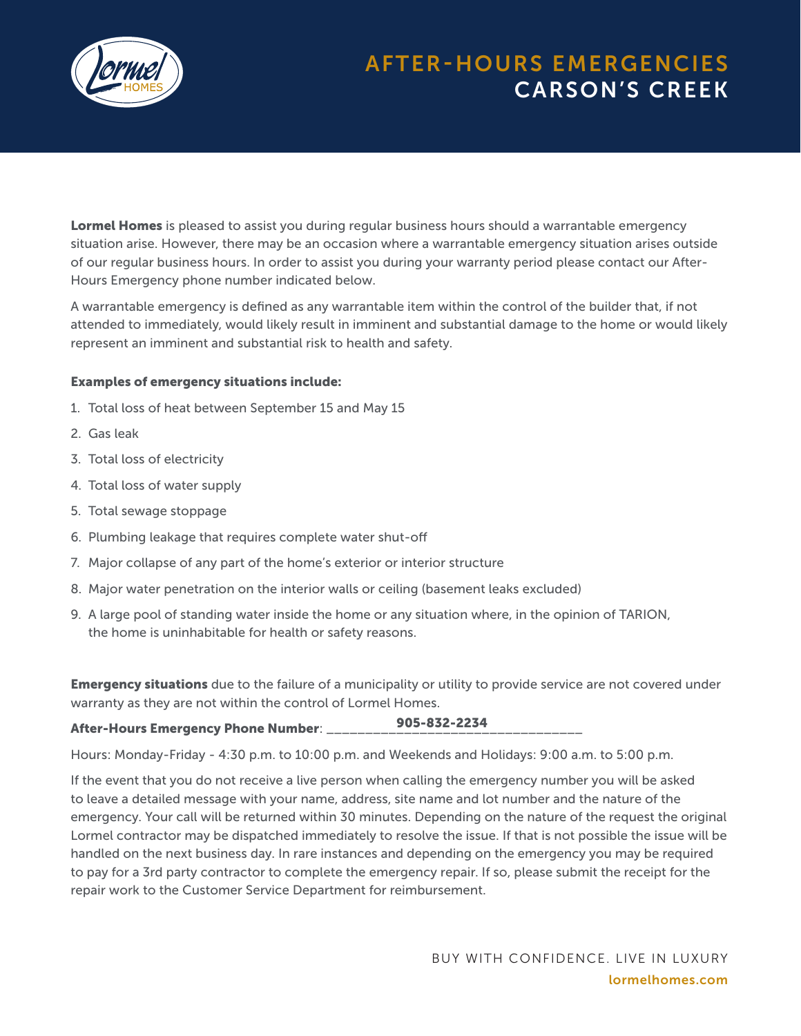# AFTER-HOURS EMERGENCIES
## CARSON'S CREEK

**Lormel Homes** is pleased to assist you during regular business hours should a warrantable emergency situation arise. However, there may be an occasion where a warrantable emergency situation arises outside of our regular business hours. In order to assist you during your warranty period please contact our After-Hours Emergency phone number indicated below.

A warrantable emergency is defined as any warrantable item within the control of the builder that, if not attended to immediately, would likely result in imminent and substantial damage to the home or would likely represent an imminent and substantial risk to health and safety.

**Examples of emergency situations include:**

1. Total loss of heat between September 15 and May 15
2. Gas leak
3. Total loss of electricity
4. Total loss of water supply
5. Total sewage stoppage
6. Plumbing leakage that requires complete water shut-off
7. Major collapse of any part of the home's exterior or interior structure
8. Major water penetration on the interior walls or ceiling (basement leaks excluded)
9. A large pool of standing water inside the home or any situation where, in the opinion of TARION, the home is uninhabitable for health or safety reasons.

**Emergency situations** due to the failure of a municipality or utility to provide service are not covered under warranty as they are not within the control of Lormel Homes.

**After-Hours Emergency Phone Number**: **905-832-2234**

Hours: Monday-Friday - 4:30 p.m. to 10:00 p.m. and Weekends and Holidays: 9:00 a.m. to 5:00 p.m.

If the event that you do not receive a live person when calling the emergency number you will be asked to leave a detailed message with your name, address, site name and lot number and the nature of the emergency. Your call will be returned within 30 minutes. Depending on the nature of the request the original Lormel contractor may be dispatched immediately to resolve the issue. If that is not possible the issue will be handled on the next business day. In rare instances and depending on the emergency you may be required to pay for a 3rd party contractor to complete the emergency repair. If so, please submit the receipt for the repair work to the Customer Service Department for reimbursement.

BUY WITH CONFIDENCE. LIVE IN LUXURY

lormelhomes.com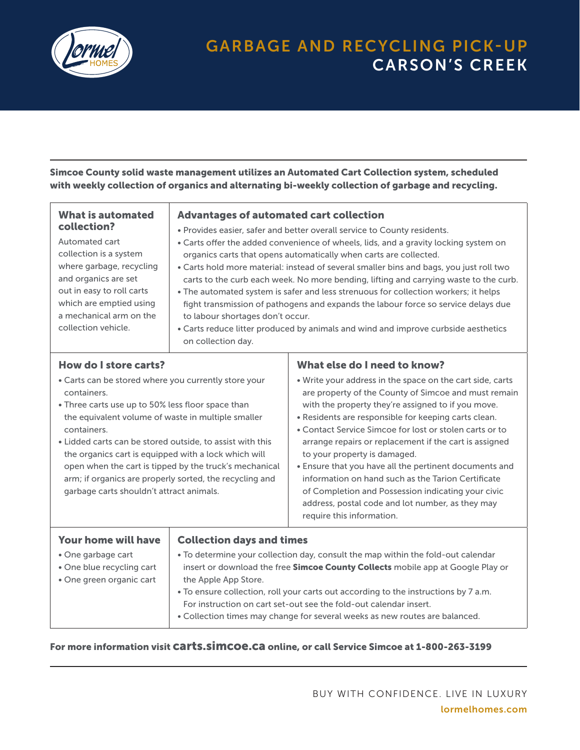# GARBAGE AND RECYCLING PICK-UP
## CARSON'S CREEK

**Simcoe County solid waste management utilizes an Automated Cart Collection system, scheduled with weekly collection of organics and alternating bi-weekly collection of garbage and recycling.**

### What is automated collection?

Automated cart collection is a system where garbage, recycling and organics are set out in easy to roll carts which are emptied using a mechanical arm on the collection vehicle.

### Advantages of automated cart collection

- Provides easier, safer and better overall service to County residents.
- Carts offer the added convenience of wheels, lids, and a gravity locking system on organics carts that opens automatically when carts are collected.
- Carts hold more material: instead of several smaller bins and bags, you just roll two carts to the curb each week. No more bending, lifting and carrying waste to the curb.
- The automated system is safer and less strenuous for collection workers; it helps fight transmission of pathogens and expands the labour force so service delays due to labour shortages don't occur.
- Carts reduce litter produced by animals and wind and improve curbside aesthetics on collection day.

### How do I store carts?

- Carts can be stored where you currently store your containers.
- Three carts use up to 50% less floor space than the equivalent volume of waste in multiple smaller containers.
- Lidded carts can be stored outside, to assist with this the organics cart is equipped with a lock which will open when the cart is tipped by the truck's mechanical arm; if organics are properly sorted, the recycling and garbage carts shouldn't attract animals.

### What else do I need to know?

- Write your address in the space on the cart side, carts are property of the County of Simcoe and must remain with the property they're assigned to if you move.
- Residents are responsible for keeping carts clean.
- Contact Service Simcoe for lost or stolen carts or to arrange repairs or replacement if the cart is assigned to your property is damaged.
- Ensure that you have all the pertinent documents and information on hand such as the Tarion Certificate of Completion and Possession indicating your civic address, postal code and lot number, as they may require this information.

### Your home will have

- One garbage cart
- One blue recycling cart
- One green organic cart

### Collection days and times

- To determine your collection day, consult the map within the fold-out calendar insert or download the free **Simcoe County Collects** mobile app at Google Play or the Apple App Store.
- To ensure collection, roll your carts out according to the instructions by 7 a.m. For instruction on cart set-out see the fold-out calendar insert.
- Collection times may change for several weeks as new routes are balanced.

**For more information visit carts.simcoe.ca online, or call Service Simcoe at 1-800-263-3199**

BUY WITH CONFIDENCE. LIVE IN LUXURY

lormelhomes.com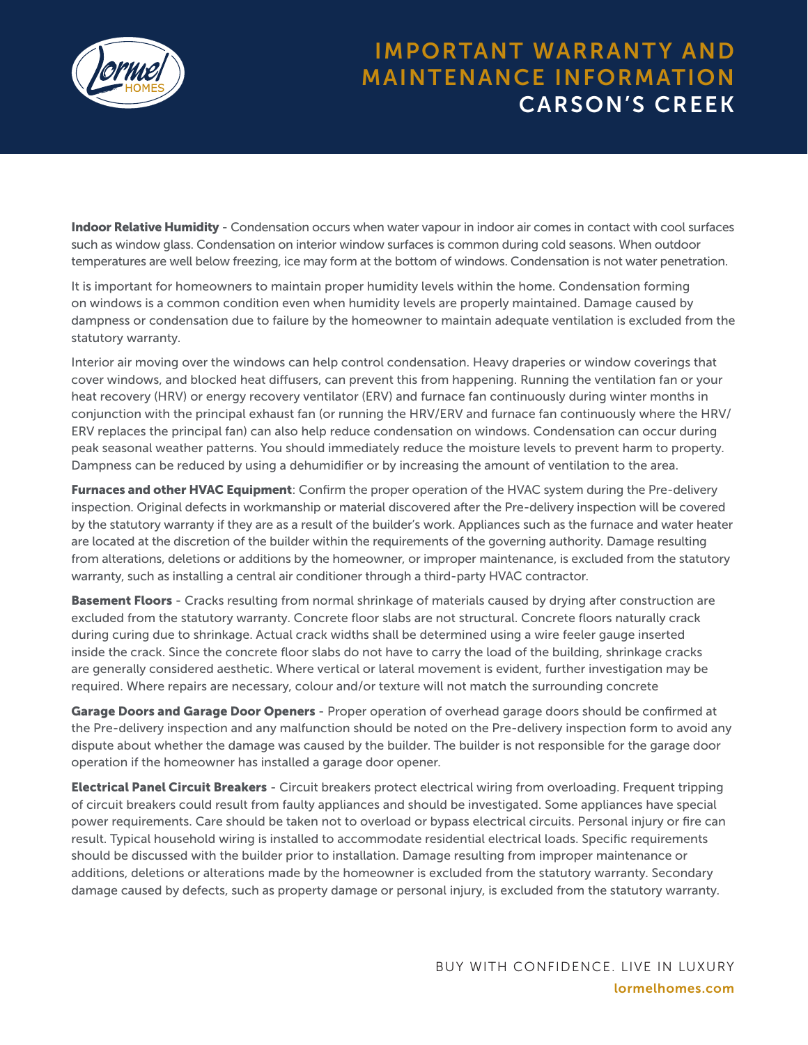**Indoor Relative Humidity** - Condensation occurs when water vapour in indoor air comes in contact with cool surfaces such as window glass. Condensation on interior window surfaces is common during cold seasons. When outdoor temperatures are well below freezing, ice may form at the bottom of windows. Condensation is not water penetration.

It is important for homeowners to maintain proper humidity levels within the home. Condensation forming on windows is a common condition even when humidity levels are properly maintained. Damage caused by dampness or condensation due to failure by the homeowner to maintain adequate ventilation is excluded from the statutory warranty.

Interior air moving over the windows can help control condensation. Heavy draperies or window coverings that cover windows, and blocked heat diffusers, can prevent this from happening. Running the ventilation fan or your heat recovery (HRV) or energy recovery ventilator (ERV) and furnace fan continuously during winter months in conjunction with the principal exhaust fan (or running the HRV/ERV and furnace fan continuously where the HRV/ERV replaces the principal fan) can also help reduce condensation on windows. Condensation can occur during peak seasonal weather patterns. You should immediately reduce the moisture levels to prevent harm to property. Dampness can be reduced by using a dehumidifier or by increasing the amount of ventilation to the area.

**Furnaces and other HVAC Equipment**: Confirm the proper operation of the HVAC system during the Pre-delivery inspection. Original defects in workmanship or material discovered after the Pre-delivery inspection will be covered by the statutory warranty if they are as a result of the builder's work. Appliances such as the furnace and water heater are located at the discretion of the builder within the requirements of the governing authority. Damage resulting from alterations, deletions or additions by the homeowner, or improper maintenance, is excluded from the statutory warranty, such as installing a central air conditioner through a third-party HVAC contractor.

**Basement Floors** - Cracks resulting from normal shrinkage of materials caused by drying after construction are excluded from the statutory warranty. Concrete floor slabs are not structural. Concrete floors naturally crack during curing due to shrinkage. Actual crack widths shall be determined using a wire feeler gauge inserted inside the crack. Since the concrete floor slabs do not have to carry the load of the building, shrinkage cracks are generally considered aesthetic. Where vertical or lateral movement is evident, further investigation may be required. Where repairs are necessary, colour and/or texture will not match the surrounding concrete

**Garage Doors and Garage Door Openers** - Proper operation of overhead garage doors should be confirmed at the Pre-delivery inspection and any malfunction should be noted on the Pre-delivery inspection form to avoid any dispute about whether the damage was caused by the builder. The builder is not responsible for the garage door operation if the homeowner has installed a garage door opener.

**Electrical Panel Circuit Breakers** - Circuit breakers protect electrical wiring from overloading. Frequent tripping of circuit breakers could result from faulty appliances and should be investigated. Some appliances have special power requirements. Care should be taken not to overload or bypass electrical circuits. Personal injury or fire can result. Typical household wiring is installed to accommodate residential electrical loads. Specific requirements should be discussed with the builder prior to installation. Damage resulting from improper maintenance or additions, deletions or alterations made by the homeowner is excluded from the statutory warranty. Secondary damage caused by defects, such as property damage or personal injury, is excluded from the statutory warranty.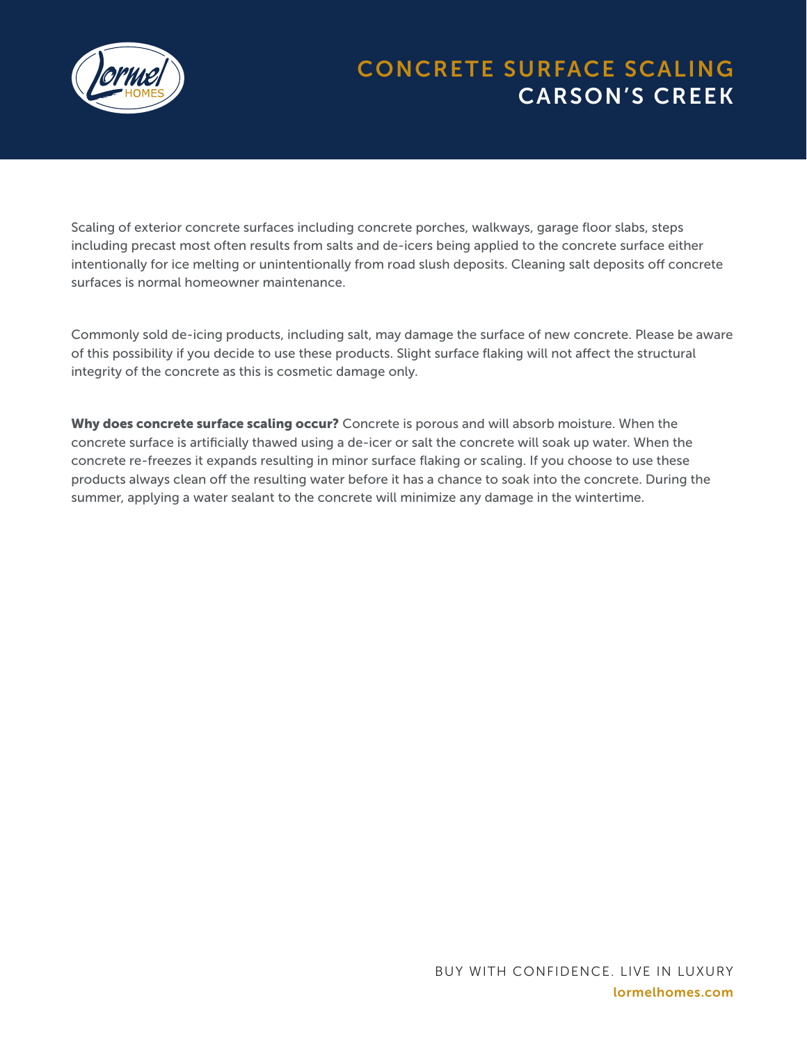# CONCRETE SURFACE SCALING

## CARSON'S CREEK

Scaling of exterior concrete surfaces including concrete porches, walkways, garage floor slabs, steps including precast most often results from salts and de-icers being applied to the concrete surface either intentionally for ice melting or unintentionally from road slush deposits. Cleaning salt deposits off concrete surfaces is normal homeowner maintenance.

Commonly sold de-icing products, including salt, may damage the surface of new concrete. Please be aware of this possibility if you decide to use these products. Slight surface flaking will not affect the structural integrity of the concrete as this is cosmetic damage only.

**Why does concrete surface scaling occur?** Concrete is porous and will absorb moisture. When the concrete surface is artificially thawed using a de-icer or salt the concrete will soak up water. When the concrete re-freezes it expands resulting in minor surface flaking or scaling. If you choose to use these products always clean off the resulting water before it has a chance to soak into the concrete. During the summer, applying a water sealant to the concrete will minimize any damage in the wintertime.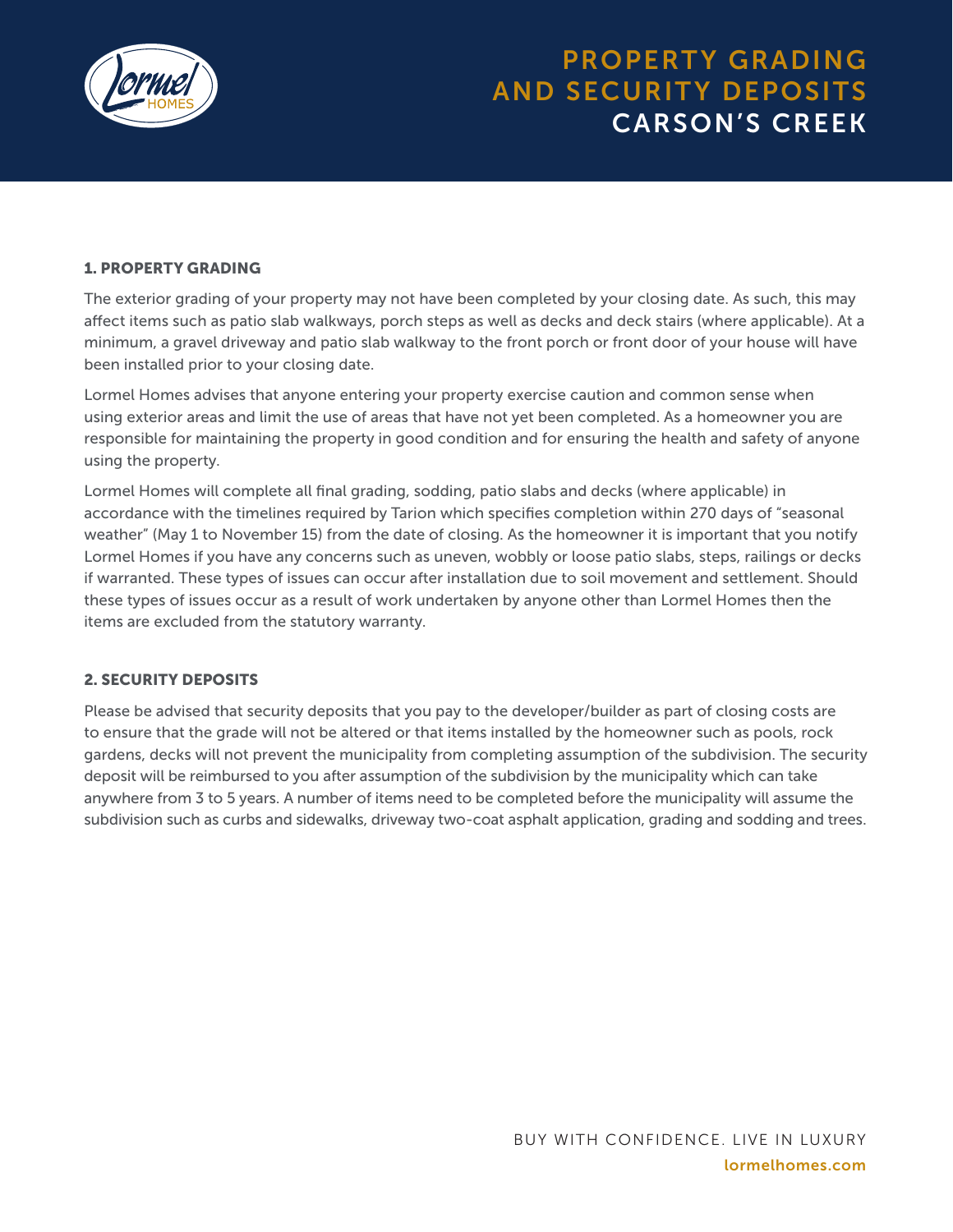# PROPERTY GRADING AND SECURITY DEPOSITS
## CARSON'S CREEK

### 1. PROPERTY GRADING

The exterior grading of your property may not have been completed by your closing date. As such, this may affect items such as patio slab walkways, porch steps as well as decks and deck stairs (where applicable). At a minimum, a gravel driveway and patio slab walkway to the front porch or front door of your house will have been installed prior to your closing date.

Lormel Homes advises that anyone entering your property exercise caution and common sense when using exterior areas and limit the use of areas that have not yet been completed. As a homeowner you are responsible for maintaining the property in good condition and for ensuring the health and safety of anyone using the property.

Lormel Homes will complete all final grading, sodding, patio slabs and decks (where applicable) in accordance with the timelines required by Tarion which specifies completion within 270 days of "seasonal weather" (May 1 to November 15) from the date of closing. As the homeowner it is important that you notify Lormel Homes if you have any concerns such as uneven, wobbly or loose patio slabs, steps, railings or decks if warranted. These types of issues can occur after installation due to soil movement and settlement. Should these types of issues occur as a result of work undertaken by anyone other than Lormel Homes then the items are excluded from the statutory warranty.

### 2. SECURITY DEPOSITS

Please be advised that security deposits that you pay to the developer/builder as part of closing costs are to ensure that the grade will not be altered or that items installed by the homeowner such as pools, rock gardens, decks will not prevent the municipality from completing assumption of the subdivision. The security deposit will be reimbursed to you after assumption of the subdivision by the municipality which can take anywhere from 3 to 5 years. A number of items need to be completed before the municipality will assume the subdivision such as curbs and sidewalks, driveway two-coat asphalt application, grading and sodding and trees.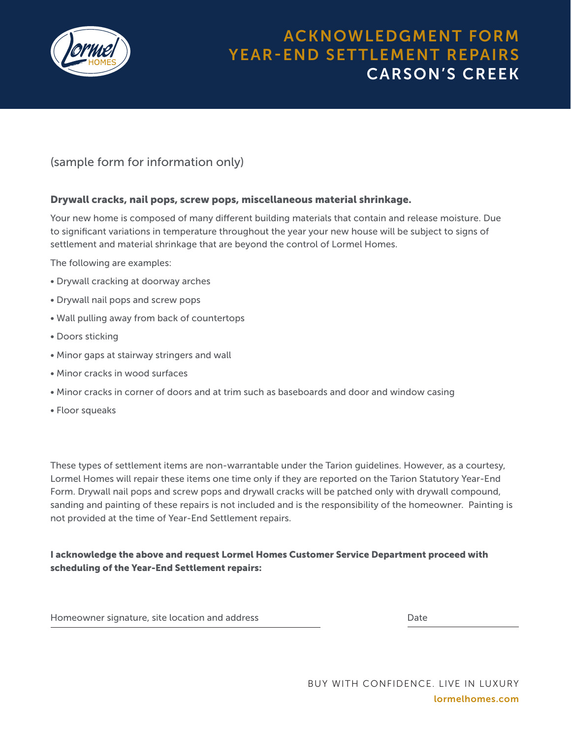# ACKNOWLEDGMENT FORM
# YEAR-END SETTLEMENT REPAIRS
## CARSON'S CREEK

(sample form for information only)

**Drywall cracks, nail pops, screw pops, miscellaneous material shrinkage.**

Your new home is composed of many different building materials that contain and release moisture. Due to significant variations in temperature throughout the year your new house will be subject to signs of settlement and material shrinkage that are beyond the control of Lormel Homes.

The following are examples:

- Drywall cracking at doorway arches
- Drywall nail pops and screw pops
- Wall pulling away from back of countertops
- Doors sticking
- Minor gaps at stairway stringers and wall
- Minor cracks in wood surfaces
- Minor cracks in corner of doors and at trim such as baseboards and door and window casing
- Floor squeaks

These types of settlement items are non-warrantable under the Tarion guidelines. However, as a courtesy, Lormel Homes will repair these items one time only if they are reported on the Tarion Statutory Year-End Form. Drywall nail pops and screw pops and drywall cracks will be patched only with drywall compound, sanding and painting of these repairs is not included and is the responsibility of the homeowner. Painting is not provided at the time of Year-End Settlement repairs.

**I acknowledge the above and request Lormel Homes Customer Service Department proceed with scheduling of the Year-End Settlement repairs:**

Homeowner signature, site location and address ______________________ Date ____________

BUY WITH CONFIDENCE. LIVE IN LUXURY

lormelhomes.com